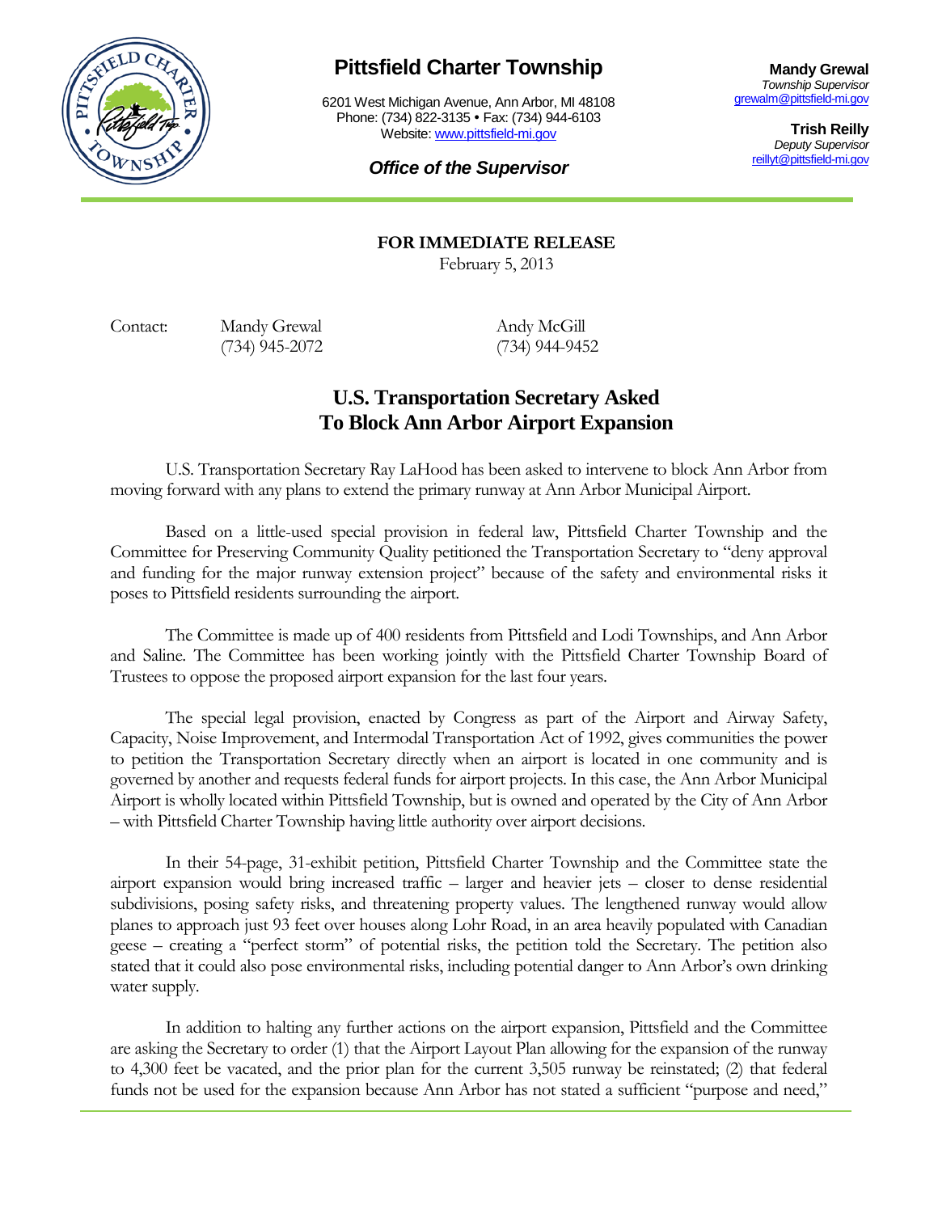# Pittsfield Charter Township

6201 West Michigan Avenue, Ann Arbor, MI 48108
Phone: (734) 822-3135 • Fax: (734) 944-6103
Website: www.pittsfield-mi.gov

***Office of the Supervisor***

**Mandy Grewal**
*Township Supervisor*
grewalm@pittsfield-mi.gov

**Trish Reilly**
*Deputy Supervisor*
reillyt@pittsfield-mi.gov

**FOR IMMEDIATE RELEASE**
February 5, 2013

Contact: Mandy Grewal (734) 945-2072 Andy McGill (734) 944-9452

## U.S. Transportation Secretary Asked To Block Ann Arbor Airport Expansion

U.S. Transportation Secretary Ray LaHood has been asked to intervene to block Ann Arbor from moving forward with any plans to extend the primary runway at Ann Arbor Municipal Airport.

Based on a little-used special provision in federal law, Pittsfield Charter Township and the Committee for Preserving Community Quality petitioned the Transportation Secretary to "deny approval and funding for the major runway extension project" because of the safety and environmental risks it poses to Pittsfield residents surrounding the airport.

The Committee is made up of 400 residents from Pittsfield and Lodi Townships, and Ann Arbor and Saline. The Committee has been working jointly with the Pittsfield Charter Township Board of Trustees to oppose the proposed airport expansion for the last four years.

The special legal provision, enacted by Congress as part of the Airport and Airway Safety, Capacity, Noise Improvement, and Intermodal Transportation Act of 1992, gives communities the power to petition the Transportation Secretary directly when an airport is located in one community and is governed by another and requests federal funds for airport projects. In this case, the Ann Arbor Municipal Airport is wholly located within Pittsfield Township, but is owned and operated by the City of Ann Arbor – with Pittsfield Charter Township having little authority over airport decisions.

In their 54-page, 31-exhibit petition, Pittsfield Charter Township and the Committee state the airport expansion would bring increased traffic – larger and heavier jets – closer to dense residential subdivisions, posing safety risks, and threatening property values. The lengthened runway would allow planes to approach just 93 feet over houses along Lohr Road, in an area heavily populated with Canadian geese – creating a "perfect storm" of potential risks, the petition told the Secretary. The petition also stated that it could also pose environmental risks, including potential danger to Ann Arbor's own drinking water supply.

In addition to halting any further actions on the airport expansion, Pittsfield and the Committee are asking the Secretary to order (1) that the Airport Layout Plan allowing for the expansion of the runway to 4,300 feet be vacated, and the prior plan for the current 3,505 runway be reinstated; (2) that federal funds not be used for the expansion because Ann Arbor has not stated a sufficient "purpose and need,"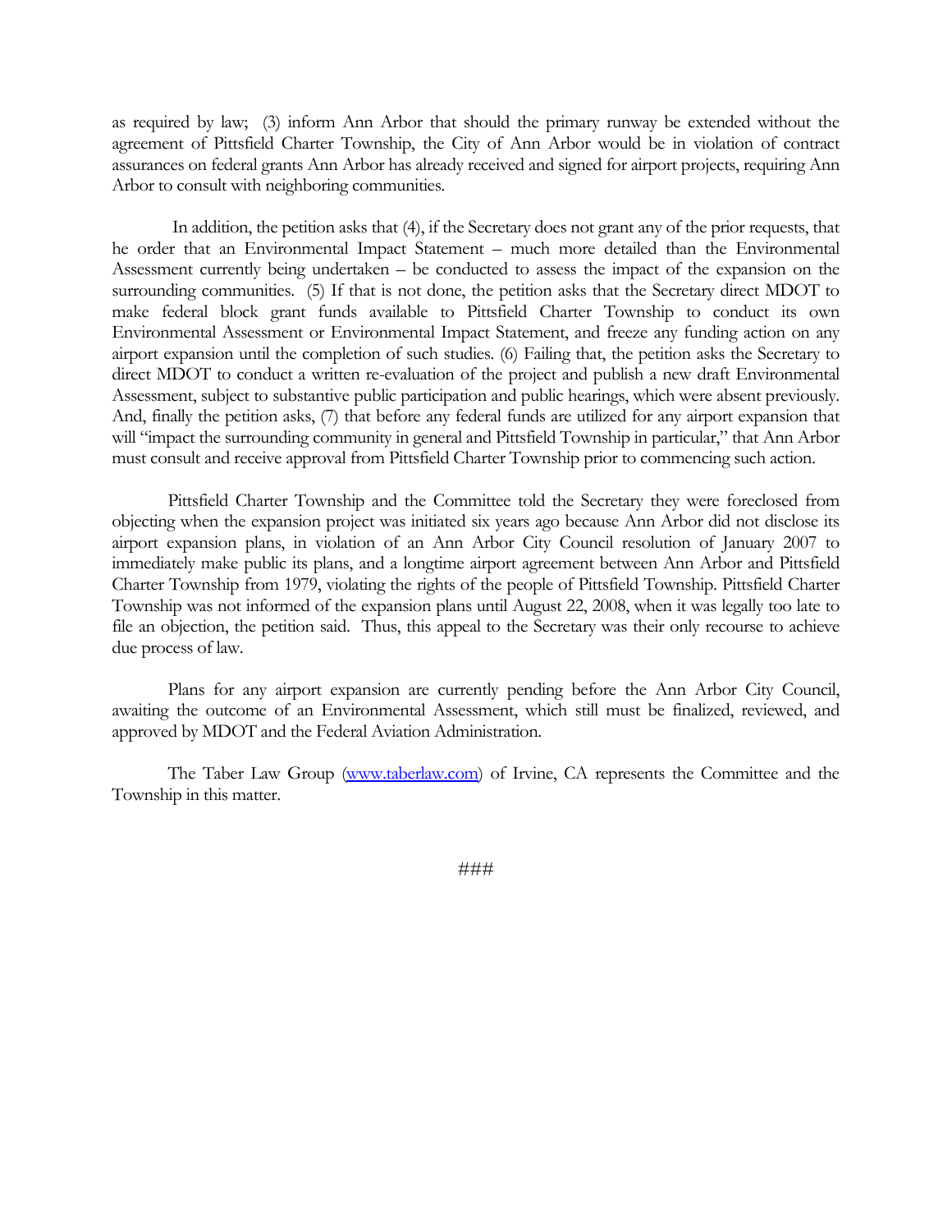as required by law; (3) inform Ann Arbor that should the primary runway be extended without the agreement of Pittsfield Charter Township, the City of Ann Arbor would be in violation of contract assurances on federal grants Ann Arbor has already received and signed for airport projects, requiring Ann Arbor to consult with neighboring communities.

In addition, the petition asks that (4), if the Secretary does not grant any of the prior requests, that he order that an Environmental Impact Statement – much more detailed than the Environmental Assessment currently being undertaken – be conducted to assess the impact of the expansion on the surrounding communities. (5) If that is not done, the petition asks that the Secretary direct MDOT to make federal block grant funds available to Pittsfield Charter Township to conduct its own Environmental Assessment or Environmental Impact Statement, and freeze any funding action on any airport expansion until the completion of such studies. (6) Failing that, the petition asks the Secretary to direct MDOT to conduct a written re-evaluation of the project and publish a new draft Environmental Assessment, subject to substantive public participation and public hearings, which were absent previously. And, finally the petition asks, (7) that before any federal funds are utilized for any airport expansion that will "impact the surrounding community in general and Pittsfield Township in particular," that Ann Arbor must consult and receive approval from Pittsfield Charter Township prior to commencing such action.

Pittsfield Charter Township and the Committee told the Secretary they were foreclosed from objecting when the expansion project was initiated six years ago because Ann Arbor did not disclose its airport expansion plans, in violation of an Ann Arbor City Council resolution of January 2007 to immediately make public its plans, and a longtime airport agreement between Ann Arbor and Pittsfield Charter Township from 1979, violating the rights of the people of Pittsfield Township. Pittsfield Charter Township was not informed of the expansion plans until August 22, 2008, when it was legally too late to file an objection, the petition said. Thus, this appeal to the Secretary was their only recourse to achieve due process of law.

Plans for any airport expansion are currently pending before the Ann Arbor City Council, awaiting the outcome of an Environmental Assessment, which still must be finalized, reviewed, and approved by MDOT and the Federal Aviation Administration.

The Taber Law Group (www.taberlaw.com) of Irvine, CA represents the Committee and the Township in this matter.

###